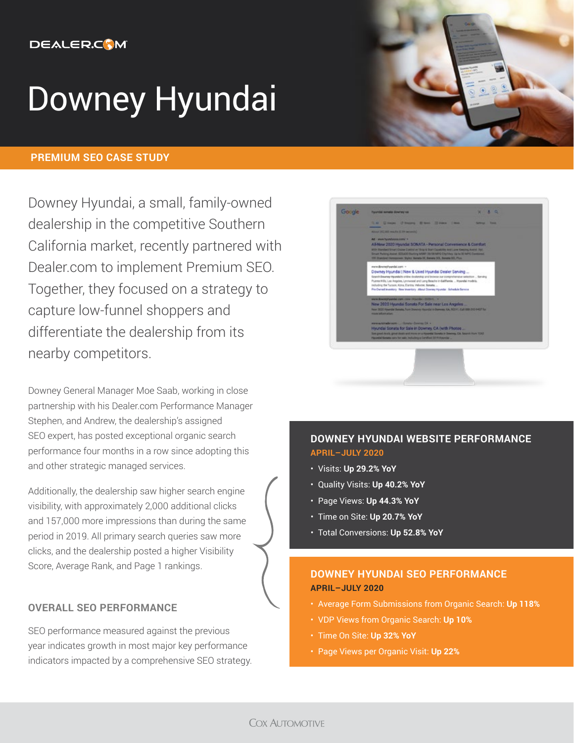DEALER.COM

# Downey Hyundai

**PREMIUM SEO CASE STUDY**

Downey Hyundai, a small, family-owned dealership in the competitive Southern California market, recently partnered with Dealer.com to implement Premium SEO. Together, they focused on a strategy to capture low-funnel shoppers and differentiate the dealership from its nearby competitors.

Downey General Manager Moe Saab, working in close partnership with his Dealer.com Performance Manager Stephen, and Andrew, the dealership's assigned SEO expert, has posted exceptional organic search performance four months in a row since adopting this and other strategic managed services.

Additionally, the dealership saw higher search engine visibility, with approximately 2,000 additional clicks and 157,000 more impressions than during the same period in 2019. All primary search queries saw more clicks, and the dealership posted a higher Visibility Score, Average Rank, and Page 1 rankings.

## OVERALL SEO PERFORMANCE

SEO performance measured against the previous year indicates growth in most major key performance indicators impacted by a comprehensive SEO strategy.

## DOWNEY HYUNDAI WEBSITE PERFORMANCE

**APRIL–JULY 2020**

- Visits: **Up 29.2% YoY**
- Quality Visits: **Up 40.2% YoY**
- Page Views: **Up 44.3% YoY**
- Time on Site: **Up 20.7% YoY**
- Total Conversions: **Up 52.8% YoY**

## DOWNEY HYUNDAI SEO PERFORMANCE

**APRIL–JULY 2020**

- Average Form Submissions from Organic Search: **Up 118%**
- VDP Views from Organic Search: **Up 10%**
- Time On Site: **Up 32% YoY**
- Page Views per Organic Visit: **Up 22%**

COX AUTOMOTIVE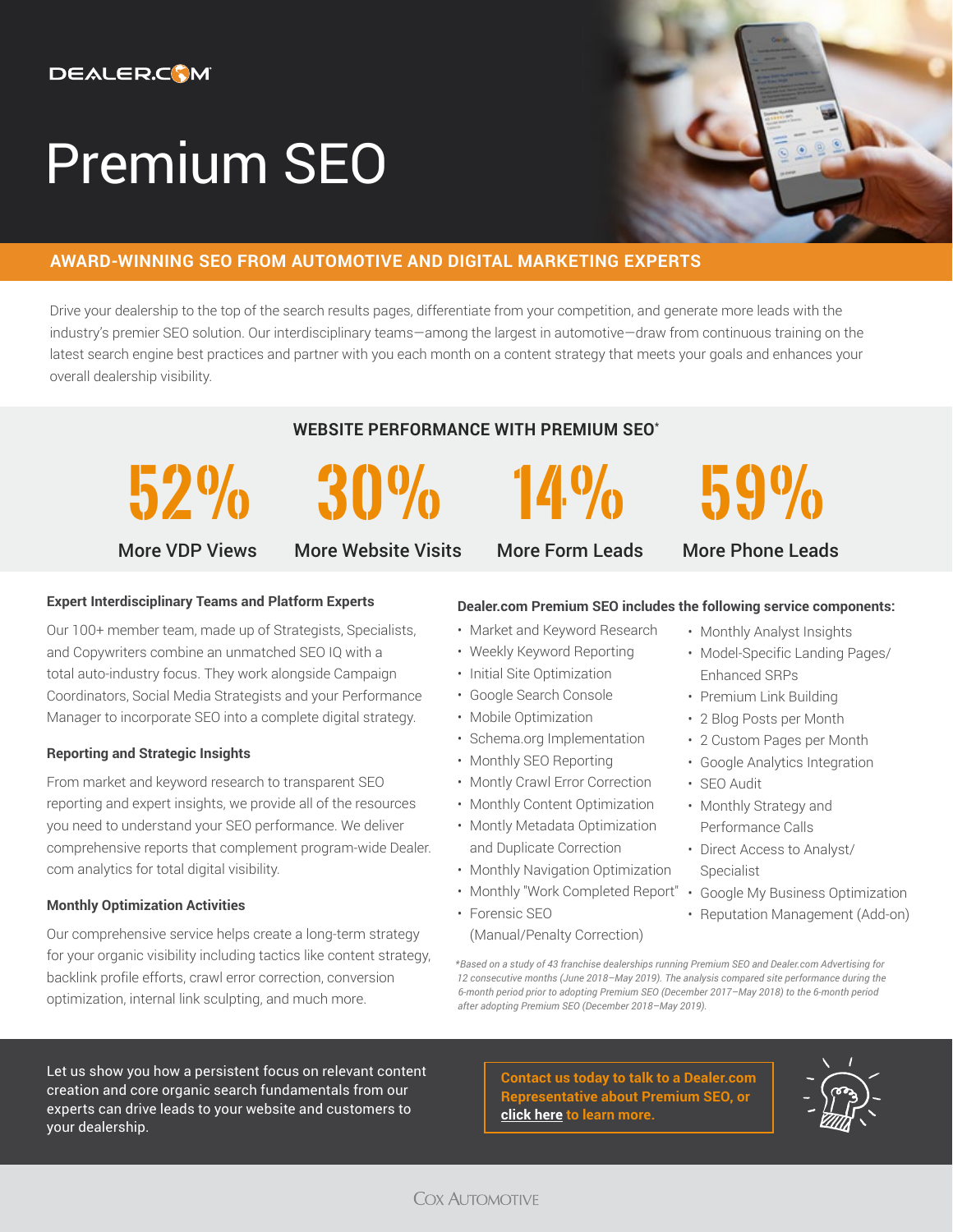DEALER.COM

# Premium SEO

## AWARD-WINNING SEO FROM AUTOMOTIVE AND DIGITAL MARKETING EXPERTS

Drive your dealership to the top of the search results pages, differentiate from your competition, and generate more leads with the industry's premier SEO solution. Our interdisciplinary teams—among the largest in automotive—draw from continuous training on the latest search engine best practices and partner with you each month on a content strategy that meets your goals and enhances your overall dealership visibility.

### WEBSITE PERFORMANCE WITH PREMIUM SEO*

**52%** More VDP Views

**30%** More Website Visits

**14%** More Form Leads

**59%** More Phone Leads

#### Expert Interdisciplinary Teams and Platform Experts

Our 100+ member team, made up of Strategists, Specialists, and Copywriters combine an unmatched SEO IQ with a total auto-industry focus. They work alongside Campaign Coordinators, Social Media Strategists and your Performance Manager to incorporate SEO into a complete digital strategy.

#### Reporting and Strategic Insights

From market and keyword research to transparent SEO reporting and expert insights, we provide all of the resources you need to understand your SEO performance. We deliver comprehensive reports that complement program-wide Dealer.com analytics for total digital visibility.

#### Monthly Optimization Activities

Our comprehensive service helps create a long-term strategy for your organic visibility including tactics like content strategy, backlink profile efforts, crawl error correction, conversion optimization, internal link sculpting, and much more.

#### Dealer.com Premium SEO includes the following service components:

- Market and Keyword Research
- Weekly Keyword Reporting
- Initial Site Optimization
- Google Search Console
- Mobile Optimization
- Schema.org Implementation
- Monthly SEO Reporting
- Montly Crawl Error Correction
- Monthly Content Optimization
- Montly Metadata Optimization and Duplicate Correction
- Monthly Navigation Optimization
- Monthly "Work Completed Report"
- Forensic SEO (Manual/Penalty Correction)
- Monthly Analyst Insights
- Model-Specific Landing Pages/ Enhanced SRPs
- Premium Link Building
- 2 Blog Posts per Month
- 2 Custom Pages per Month
- Google Analytics Integration
- SEO Audit
- Monthly Strategy and Performance Calls
- Direct Access to Analyst/ Specialist
- Google My Business Optimization
- Reputation Management (Add-on)

*\*Based on a study of 43 franchise dealerships running Premium SEO and Dealer.com Advertising for 12 consecutive months (June 2018–May 2019). The analysis compared site performance during the 6-month period prior to adopting Premium SEO (December 2017–May 2018) to the 6-month period after adopting Premium SEO (December 2018–May 2019).*

Let us show you how a persistent focus on relevant content creation and core organic search fundamentals from our experts can drive leads to your website and customers to your dealership.

**Contact us today to talk to a Dealer.com Representative about Premium SEO, or click here to learn more.**

COX AUTOMOTIVE